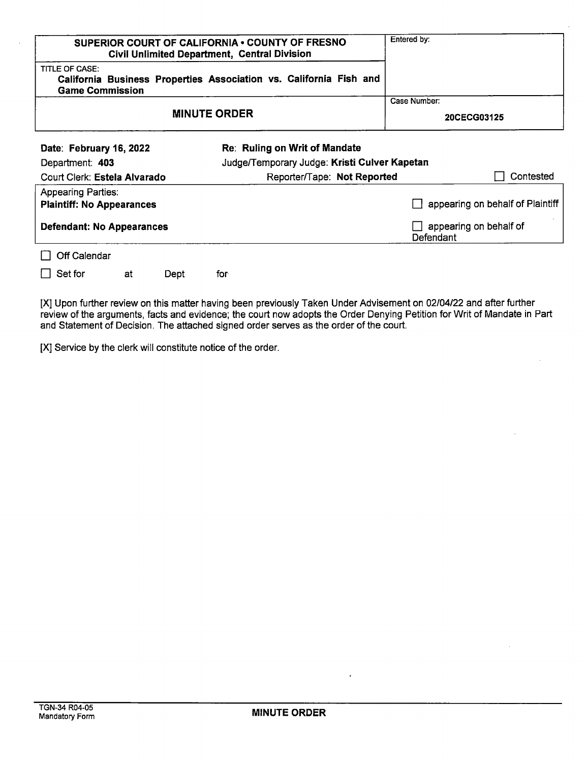| SUPERIOR COURT OF CALIFORNIA • COUNTY OF FRESNO<br>Civil Unlimited Department, Central Division | Entered by: |
|---|---|
| TITLE OF CASE:<br>**California Business Properties Association vs. California Fish and Game Commission** | |
| **MINUTE ORDER** | Case Number:<br>**20CECG03125** |

| | | |
|---|---|---|
| Date: **February 16, 2022** | Re: **Ruling on Writ of Mandate** | |
| Department: **403** | Judge/Temporary Judge: **Kristi Culver Kapetan** | |
| Court Clerk: **Estela Alvarado** | Reporter/Tape: **Not Reported** | ☐ Contested |

| Appearing Parties: | |
|---|---|
| **Plaintiff: No Appearances** | ☐ appearing on behalf of Plaintiff |
| **Defendant: No Appearances** | ☐ appearing on behalf of Defendant |

☐ Off Calendar

☐ Set for at Dept for

[X] Upon further review on this matter having been previously Taken Under Advisement on 02/04/22 and after further review of the arguments, facts and evidence; the court now adopts the Order Denying Petition for Writ of Mandate in Part and Statement of Decision. The attached signed order serves as the order of the court.

[X] Service by the clerk will constitute notice of the order.

TGN-34 R04-05
Mandatory Form

**MINUTE ORDER**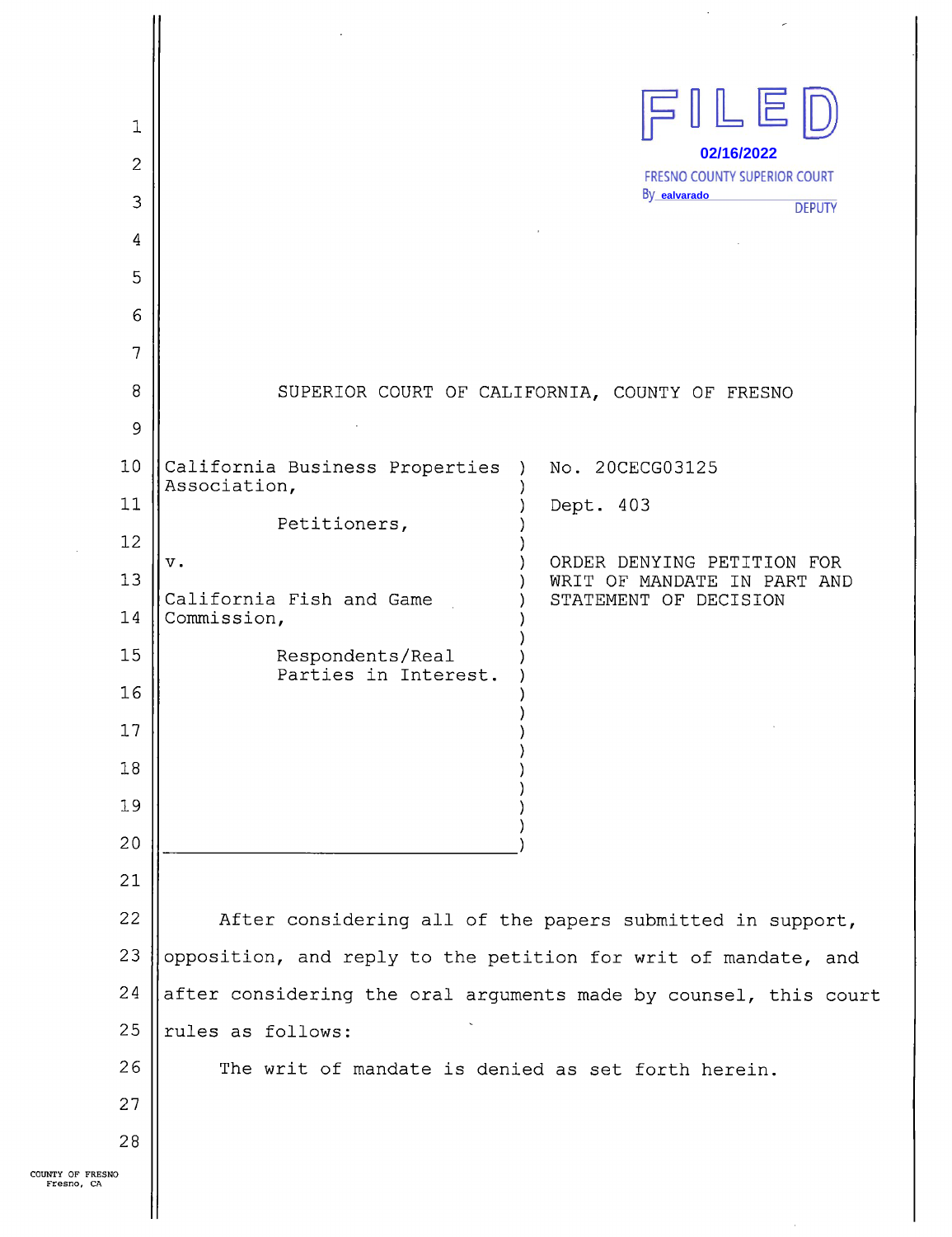FILED
02/16/2022
FRESNO COUNTY SUPERIOR COURT
By ealvarado
DEPUTY

SUPERIOR COURT OF CALIFORNIA, COUNTY OF FRESNO

California Business Properties Association,

Petitioners,

v.

California Fish and Game Commission,

Respondents/Real Parties in Interest.

No. 20CECG03125

Dept. 403

ORDER DENYING PETITION FOR WRIT OF MANDATE IN PART AND STATEMENT OF DECISION

After considering all of the papers submitted in support, opposition, and reply to the petition for writ of mandate, and after considering the oral arguments made by counsel, this court rules as follows:

The writ of mandate is denied as set forth herein.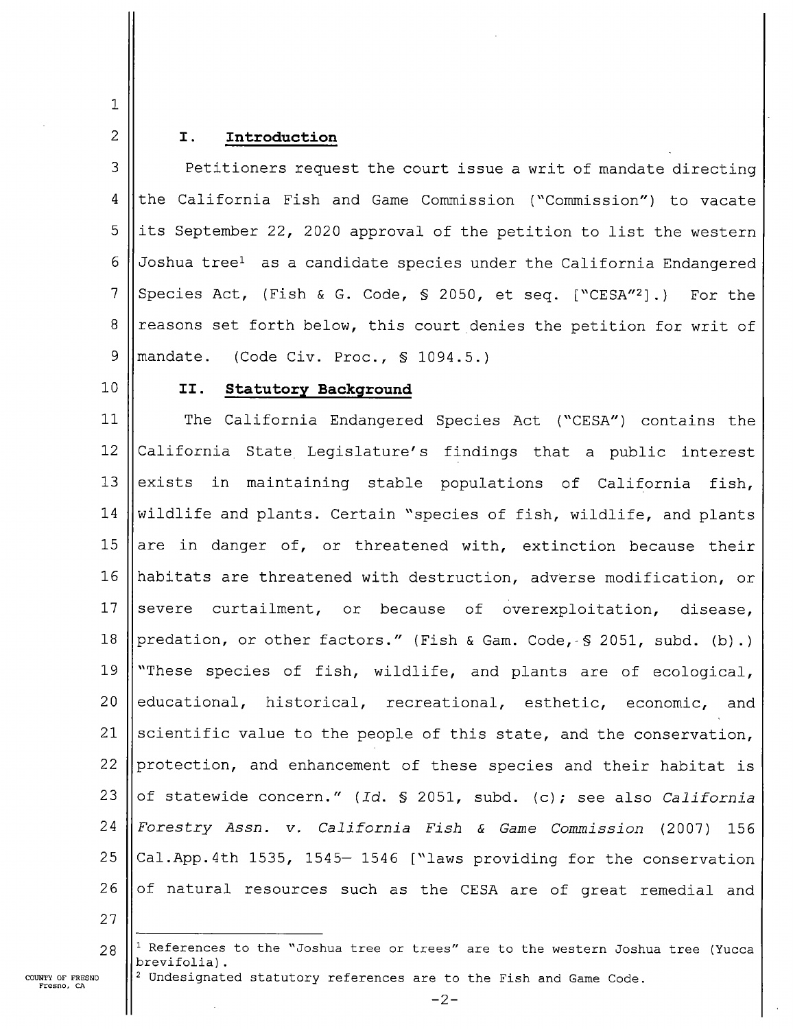## I. Introduction

Petitioners request the court issue a writ of mandate directing the California Fish and Game Commission ("Commission") to vacate its September 22, 2020 approval of the petition to list the western Joshua tree[1] as a candidate species under the California Endangered Species Act, (Fish & G. Code, § 2050, et seq. ["CESA"[2]].) For the reasons set forth below, this court denies the petition for writ of mandate. (Code Civ. Proc., § 1094.5.)

## II. Statutory Background

The California Endangered Species Act ("CESA") contains the California State Legislature's findings that a public interest exists in maintaining stable populations of California fish, wildlife and plants. Certain "species of fish, wildlife, and plants are in danger of, or threatened with, extinction because their habitats are threatened with destruction, adverse modification, or severe curtailment, or because of overexploitation, disease, predation, or other factors." (Fish & Gam. Code, § 2051, subd. (b).) "These species of fish, wildlife, and plants are of ecological, educational, historical, recreational, esthetic, economic, and scientific value to the people of this state, and the conservation, protection, and enhancement of these species and their habitat is of statewide concern." (*Id.* § 2051, subd. (c); see also *California Forestry Assn. v. California Fish & Game Commission* (2007) 156 Cal.App.4th 1535, 1545– 1546 ["laws providing for the conservation of natural resources such as the CESA are of great remedial and

---

[1] References to the "Joshua tree or trees" are to the western Joshua tree (Yucca brevifolia).

[2] Undesignated statutory references are to the Fish and Game Code.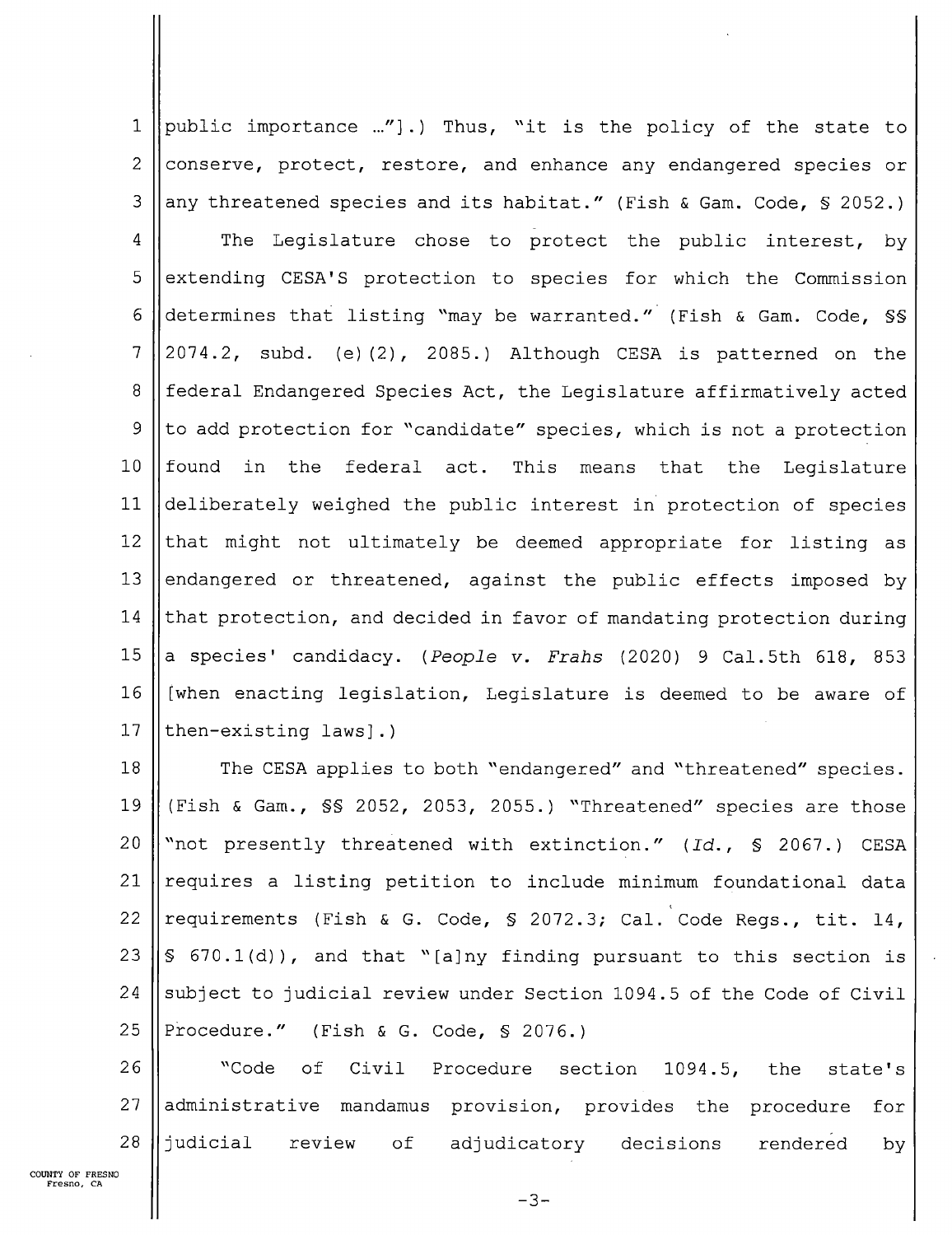public importance …"].) Thus, "it is the policy of the state to conserve, protect, restore, and enhance any endangered species or any threatened species and its habitat." (Fish & Gam. Code, § 2052.)

The Legislature chose to protect the public interest, by extending CESA'S protection to species for which the Commission determines that listing "may be warranted." (Fish & Gam. Code, §§ 2074.2, subd. (e)(2), 2085.) Although CESA is patterned on the federal Endangered Species Act, the Legislature affirmatively acted to add protection for "candidate" species, which is not a protection found in the federal act. This means that the Legislature deliberately weighed the public interest in protection of species that might not ultimately be deemed appropriate for listing as endangered or threatened, against the public effects imposed by that protection, and decided in favor of mandating protection during a species' candidacy. (*People v. Frahs* (2020) 9 Cal.5th 618, 853 [when enacting legislation, Legislature is deemed to be aware of then-existing laws].)

The CESA applies to both "endangered" and "threatened" species. (Fish & Gam., §§ 2052, 2053, 2055.) "Threatened" species are those "not presently threatened with extinction." (*Id.*, § 2067.) CESA requires a listing petition to include minimum foundational data requirements (Fish & G. Code, § 2072.3; Cal. Code Regs., tit. 14, § 670.1(d)), and that "[a]ny finding pursuant to this section is subject to judicial review under Section 1094.5 of the Code of Civil Procedure." (Fish & G. Code, § 2076.)

"Code of Civil Procedure section 1094.5, the state's administrative mandamus provision, provides the procedure for judicial review of adjudicatory decisions rendered by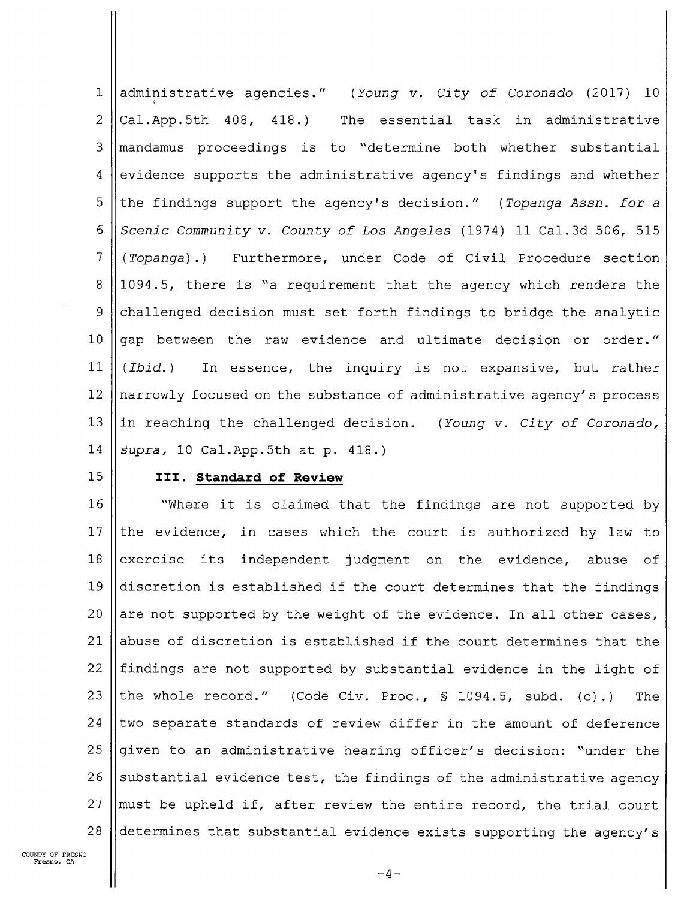administrative agencies." (*Young v. City of Coronado* (2017) 10 Cal.App.5th 408, 418.) The essential task in administrative mandamus proceedings is to "determine both whether substantial evidence supports the administrative agency's findings and whether the findings support the agency's decision." (*Topanga Assn. for a Scenic Community v. County of Los Angeles* (1974) 11 Cal.3d 506, 515 (*Topanga*).) Furthermore, under Code of Civil Procedure section 1094.5, there is "a requirement that the agency which renders the challenged decision must set forth findings to bridge the analytic gap between the raw evidence and ultimate decision or order." (*Ibid.*) In essence, the inquiry is not expansive, but rather narrowly focused on the substance of administrative agency's process in reaching the challenged decision. (*Young v. City of Coronado, supra,* 10 Cal.App.5th at p. 418.)

### III. Standard of Review

"Where it is claimed that the findings are not supported by the evidence, in cases which the court is authorized by law to exercise its independent judgment on the evidence, abuse of discretion is established if the court determines that the findings are not supported by the weight of the evidence. In all other cases, abuse of discretion is established if the court determines that the findings are not supported by substantial evidence in the light of the whole record." (Code Civ. Proc., § 1094.5, subd. (c).) The two separate standards of review differ in the amount of deference given to an administrative hearing officer's decision: "under the substantial evidence test, the findings of the administrative agency must be upheld if, after review the entire record, the trial court determines that substantial evidence exists supporting the agency's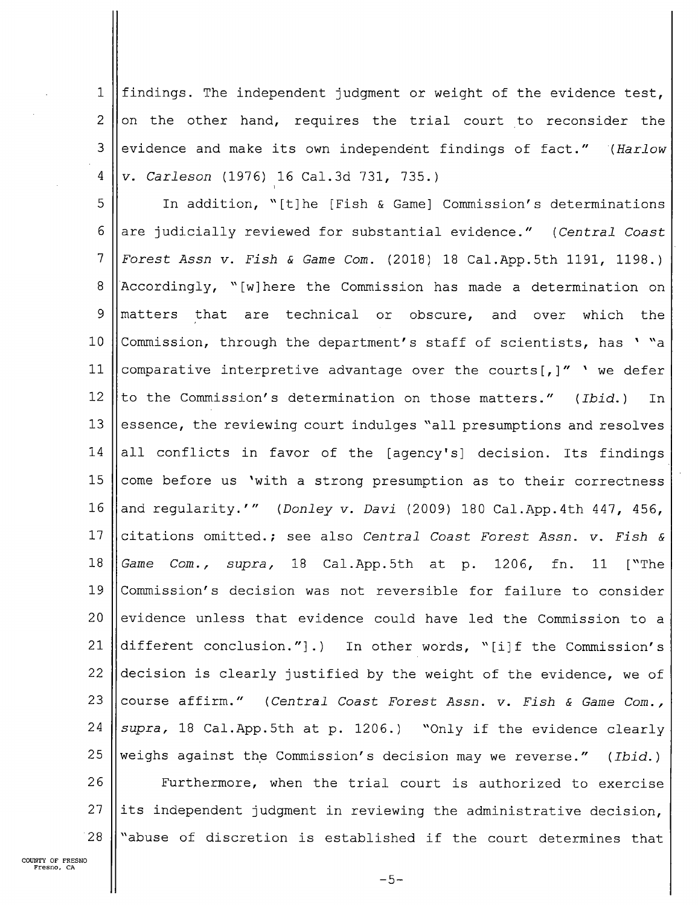findings. The independent judgment or weight of the evidence test, on the other hand, requires the trial court to reconsider the evidence and make its own independent findings of fact." (*Harlow v. Carleson* (1976) 16 Cal.3d 731, 735.)

In addition, "[t]he [Fish & Game] Commission's determinations are judicially reviewed for substantial evidence." (*Central Coast Forest Assn v. Fish & Game Com.* (2018) 18 Cal.App.5th 1191, 1198.) Accordingly, "[w]here the Commission has made a determination on matters that are technical or obscure, and over which the Commission, through the department's staff of scientists, has ' "a comparative interpretive advantage over the courts[,]" ' we defer to the Commission's determination on those matters." (*Ibid.*) In essence, the reviewing court indulges "all presumptions and resolves all conflicts in favor of the [agency's] decision. Its findings come before us 'with a strong presumption as to their correctness and regularity.'" (*Donley v. Davi* (2009) 180 Cal.App.4th 447, 456, citations omitted.; see also *Central Coast Forest Assn. v. Fish & Game Com., supra,* 18 Cal.App.5th at p. 1206, fn. 11 ["The Commission's decision was not reversible for failure to consider evidence unless that evidence could have led the Commission to a different conclusion."].) In other words, "[i]f the Commission's decision is clearly justified by the weight of the evidence, we of course affirm." (*Central Coast Forest Assn. v. Fish & Game Com., supra,* 18 Cal.App.5th at p. 1206.) "Only if the evidence clearly weighs against the Commission's decision may we reverse." (*Ibid.*)

Furthermore, when the trial court is authorized to exercise its independent judgment in reviewing the administrative decision, "abuse of discretion is established if the court determines that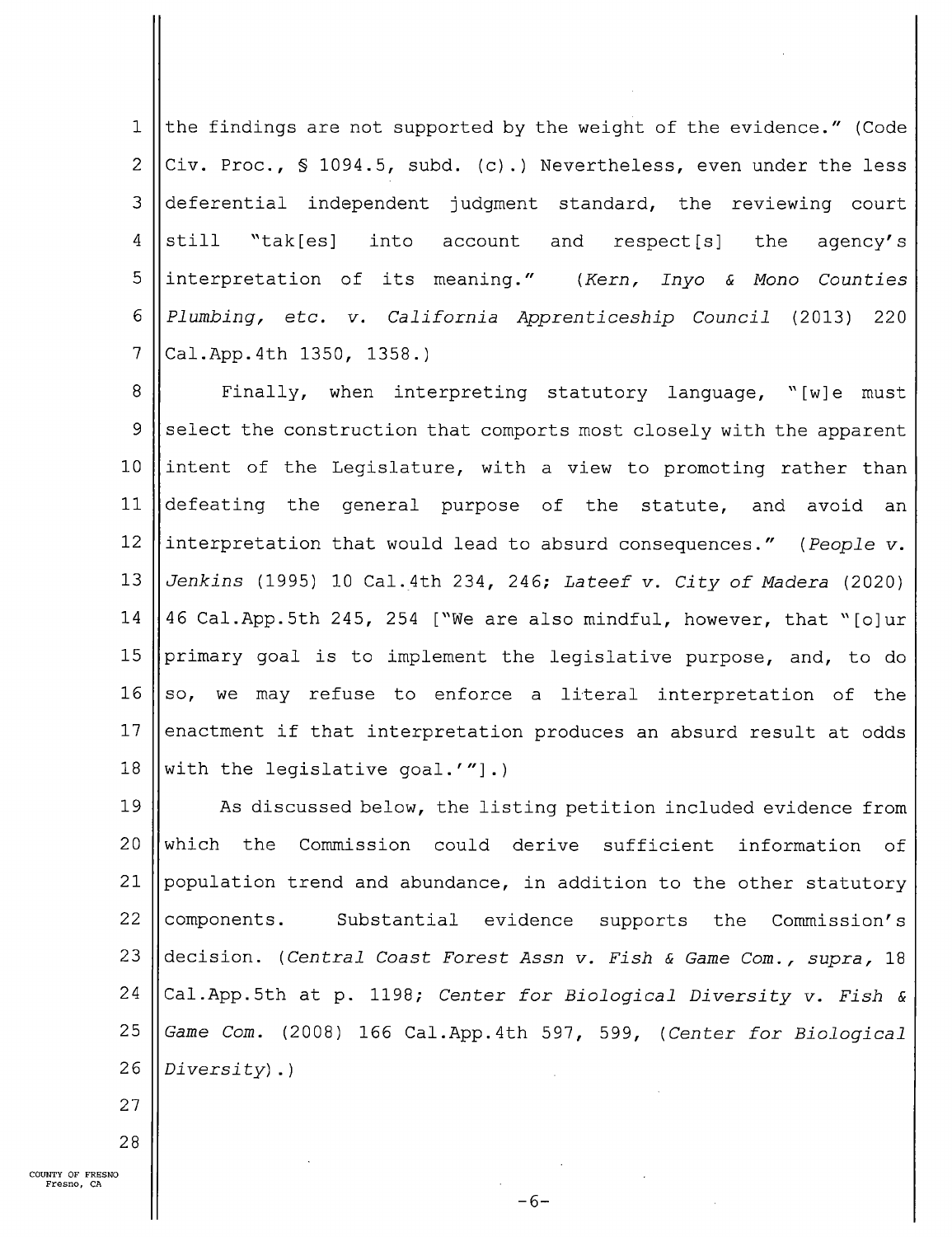the findings are not supported by the weight of the evidence." (Code Civ. Proc., § 1094.5, subd. (c).) Nevertheless, even under the less deferential independent judgment standard, the reviewing court still "tak[es] into account and respect[s] the agency's interpretation of its meaning." (*Kern, Inyo & Mono Counties Plumbing, etc. v. California Apprenticeship Council* (2013) 220 Cal.App.4th 1350, 1358.)

Finally, when interpreting statutory language, "[w]e must select the construction that comports most closely with the apparent intent of the Legislature, with a view to promoting rather than defeating the general purpose of the statute, and avoid an interpretation that would lead to absurd consequences." (*People v. Jenkins* (1995) 10 Cal.4th 234, 246; *Lateef v. City of Madera* (2020) 46 Cal.App.5th 245, 254 ["We are also mindful, however, that "[o]ur primary goal is to implement the legislative purpose, and, to do so, we may refuse to enforce a literal interpretation of the enactment if that interpretation produces an absurd result at odds with the legislative goal.'"].)

As discussed below, the listing petition included evidence from which the Commission could derive sufficient information of population trend and abundance, in addition to the other statutory components. Substantial evidence supports the Commission's decision. (*Central Coast Forest Assn v. Fish & Game Com., supra,* 18 Cal.App.5th at p. 1198; *Center for Biological Diversity v. Fish & Game Com.* (2008) 166 Cal.App.4th 597, 599, (*Center for Biological Diversity*).)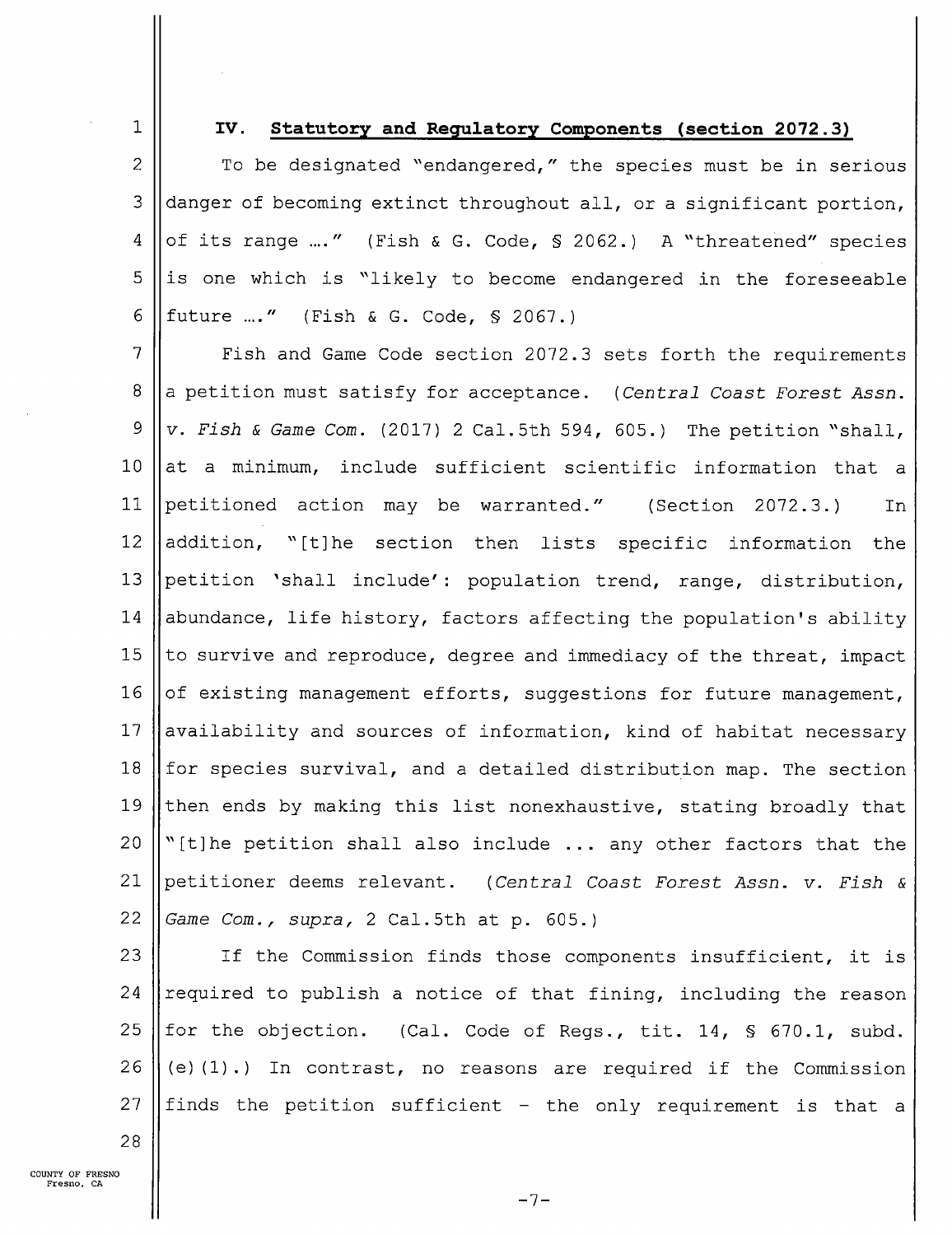## IV. **Statutory and Regulatory Components (section 2072.3)**

To be designated "endangered," the species must be in serious danger of becoming extinct throughout all, or a significant portion, of its range ...." (Fish & G. Code, § 2062.) A "threatened" species is one which is "likely to become endangered in the foreseeable future ...." (Fish & G. Code, § 2067.)

Fish and Game Code section 2072.3 sets forth the requirements a petition must satisfy for acceptance. (*Central Coast Forest Assn. v. Fish & Game Com.* (2017) 2 Cal.5th 594, 605.) The petition "shall, at a minimum, include sufficient scientific information that a petitioned action may be warranted." (Section 2072.3.) In addition, "[t]he section then lists specific information the petition 'shall include': population trend, range, distribution, abundance, life history, factors affecting the population's ability to survive and reproduce, degree and immediacy of the threat, impact of existing management efforts, suggestions for future management, availability and sources of information, kind of habitat necessary for species survival, and a detailed distribution map. The section then ends by making this list nonexhaustive, stating broadly that "[t]he petition shall also include ... any other factors that the petitioner deems relevant. (*Central Coast Forest Assn. v. Fish & Game Com., supra,* 2 Cal.5th at p. 605.)

If the Commission finds those components insufficient, it is required to publish a notice of that fining, including the reason for the objection. (Cal. Code of Regs., tit. 14, § 670.1, subd. (e)(1).) In contrast, no reasons are required if the Commission finds the petition sufficient – the only requirement is that a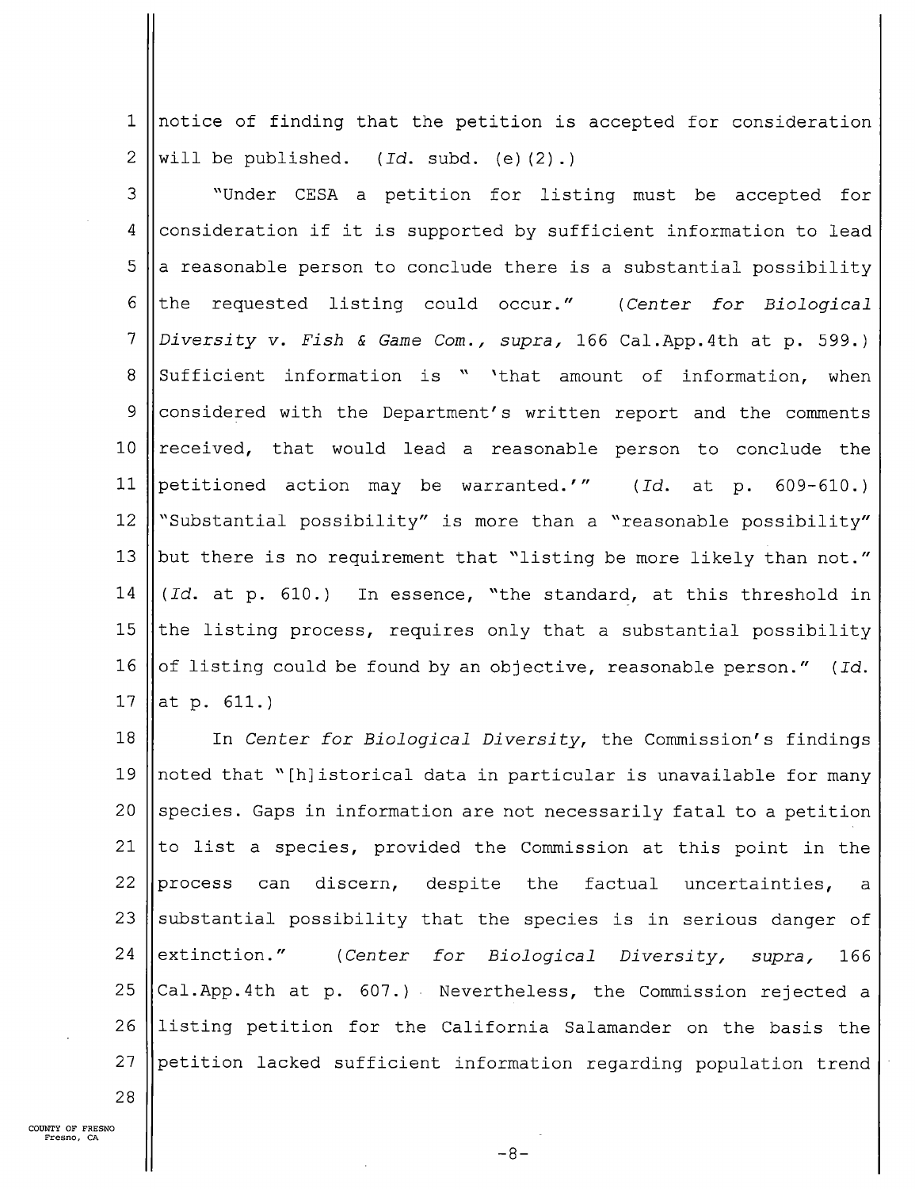notice of finding that the petition is accepted for consideration will be published. (*Id.* subd. (e)(2).)

"Under CESA a petition for listing must be accepted for consideration if it is supported by sufficient information to lead a reasonable person to conclude there is a substantial possibility the requested listing could occur." (*Center for Biological Diversity v. Fish & Game Com., supra,* 166 Cal.App.4th at p. 599.) Sufficient information is " 'that amount of information, when considered with the Department's written report and the comments received, that would lead a reasonable person to conclude the petitioned action may be warranted.'" (*Id.* at p. 609-610.) "Substantial possibility" is more than a "reasonable possibility" but there is no requirement that "listing be more likely than not." (*Id.* at p. 610.) In essence, "the standard, at this threshold in the listing process, requires only that a substantial possibility of listing could be found by an objective, reasonable person." (*Id.* at p. 611.)

In *Center for Biological Diversity*, the Commission's findings noted that "[h]istorical data in particular is unavailable for many species. Gaps in information are not necessarily fatal to a petition to list a species, provided the Commission at this point in the process can discern, despite the factual uncertainties, a substantial possibility that the species is in serious danger of extinction." (*Center for Biological Diversity, supra,* 166 Cal.App.4th at p. 607.) Nevertheless, the Commission rejected a listing petition for the California Salamander on the basis the petition lacked sufficient information regarding population trend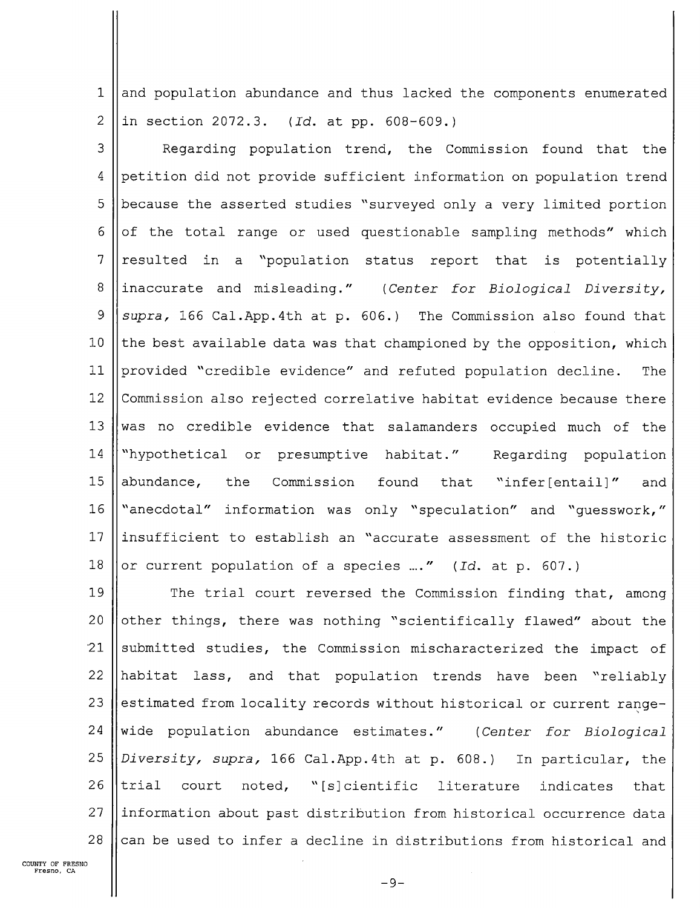and population abundance and thus lacked the components enumerated in section 2072.3. (*Id.* at pp. 608-609.)

Regarding population trend, the Commission found that the petition did not provide sufficient information on population trend because the asserted studies "surveyed only a very limited portion of the total range or used questionable sampling methods" which resulted in a "population status report that is potentially inaccurate and misleading." (*Center for Biological Diversity, supra,* 166 Cal.App.4th at p. 606.) The Commission also found that the best available data was that championed by the opposition, which provided "credible evidence" and refuted population decline. The Commission also rejected correlative habitat evidence because there was no credible evidence that salamanders occupied much of the "hypothetical or presumptive habitat." Regarding population abundance, the Commission found that "infer[entail]" and "anecdotal" information was only "speculation" and "guesswork," insufficient to establish an "accurate assessment of the historic or current population of a species ...." (*Id.* at p. 607.)

The trial court reversed the Commission finding that, among other things, there was nothing "scientifically flawed" about the submitted studies, the Commission mischaracterized the impact of habitat lass, and that population trends have been "reliably estimated from locality records without historical or current range-wide population abundance estimates." (*Center for Biological Diversity, supra,* 166 Cal.App.4th at p. 608.) In particular, the trial court noted, "[s]cientific literature indicates that information about past distribution from historical occurrence data can be used to infer a decline in distributions from historical and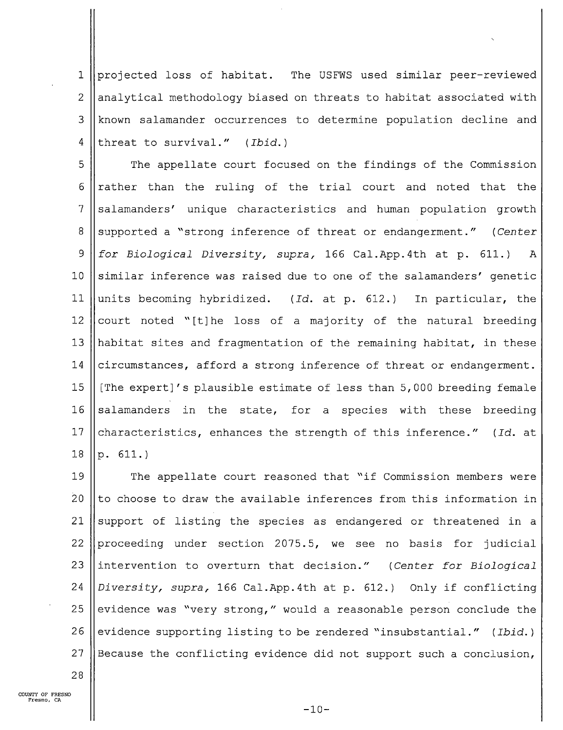projected loss of habitat. The USFWS used similar peer-reviewed analytical methodology biased on threats to habitat associated with known salamander occurrences to determine population decline and threat to survival." (*Ibid.*)

The appellate court focused on the findings of the Commission rather than the ruling of the trial court and noted that the salamanders' unique characteristics and human population growth supported a "strong inference of threat or endangerment." (*Center for Biological Diversity, supra,* 166 Cal.App.4th at p. 611.) A similar inference was raised due to one of the salamanders' genetic units becoming hybridized. (*Id.* at p. 612.) In particular, the court noted "[t]he loss of a majority of the natural breeding habitat sites and fragmentation of the remaining habitat, in these circumstances, afford a strong inference of threat or endangerment. [The expert]'s plausible estimate of less than 5,000 breeding female salamanders in the state, for a species with these breeding characteristics, enhances the strength of this inference." (*Id.* at p. 611.)

The appellate court reasoned that "if Commission members were to choose to draw the available inferences from this information in support of listing the species as endangered or threatened in a proceeding under section 2075.5, we see no basis for judicial intervention to overturn that decision." (*Center for Biological Diversity, supra,* 166 Cal.App.4th at p. 612.) Only if conflicting evidence was "very strong," would a reasonable person conclude the evidence supporting listing to be rendered "insubstantial." (*Ibid.*) Because the conflicting evidence did not support such a conclusion,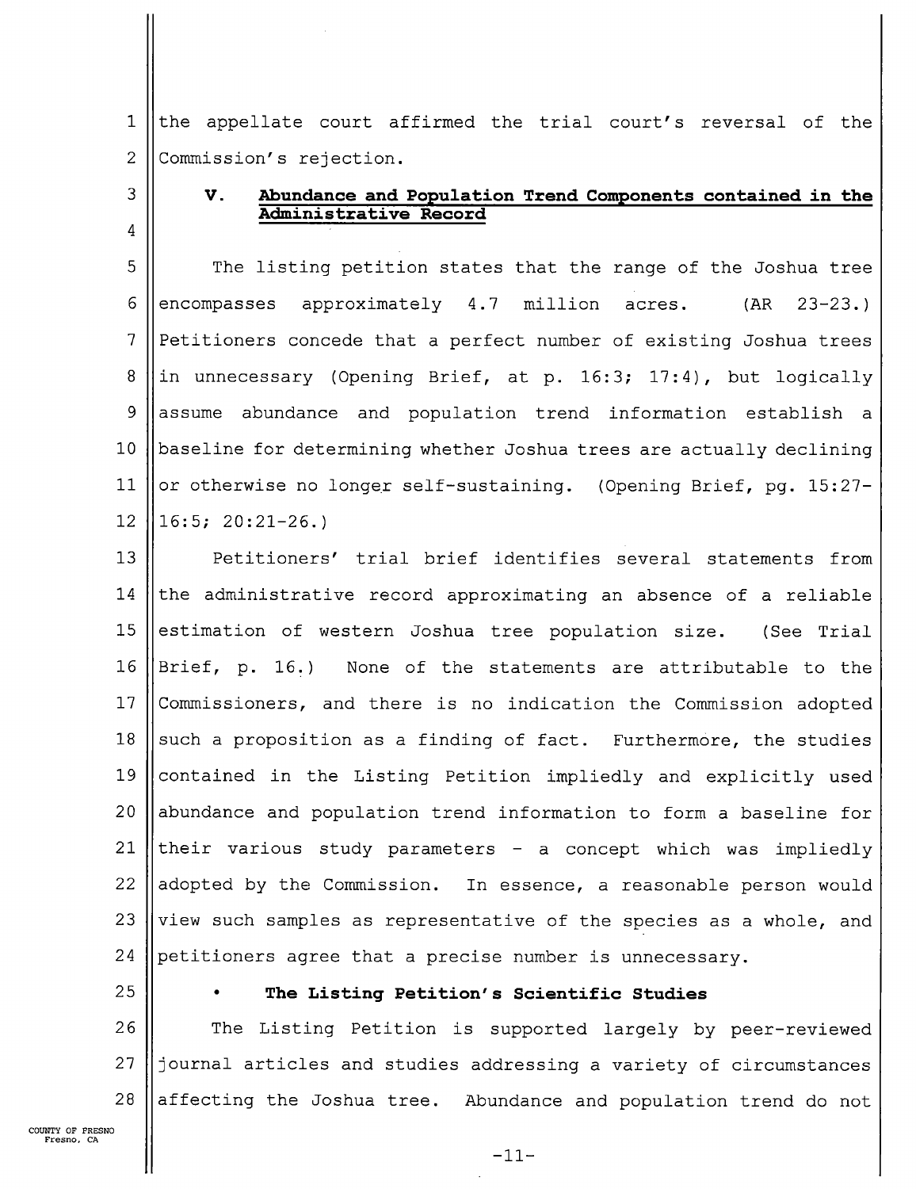the appellate court affirmed the trial court's reversal of the Commission's rejection.

## V. Abundance and Population Trend Components contained in the Administrative Record

The listing petition states that the range of the Joshua tree encompasses approximately 4.7 million acres. (AR 23-23.) Petitioners concede that a perfect number of existing Joshua trees in unnecessary (Opening Brief, at p. 16:3; 17:4), but logically assume abundance and population trend information establish a baseline for determining whether Joshua trees are actually declining or otherwise no longer self-sustaining. (Opening Brief, pg. 15:27-16:5; 20:21-26.)

Petitioners' trial brief identifies several statements from the administrative record approximating an absence of a reliable estimation of western Joshua tree population size. (See Trial Brief, p. 16.) None of the statements are attributable to the Commissioners, and there is no indication the Commission adopted such a proposition as a finding of fact. Furthermore, the studies contained in the Listing Petition impliedly and explicitly used abundance and population trend information to form a baseline for their various study parameters - a concept which was impliedly adopted by the Commission. In essence, a reasonable person would view such samples as representative of the species as a whole, and petitioners agree that a precise number is unnecessary.

- **The Listing Petition's Scientific Studies**

The Listing Petition is supported largely by peer-reviewed journal articles and studies addressing a variety of circumstances affecting the Joshua tree. Abundance and population trend do not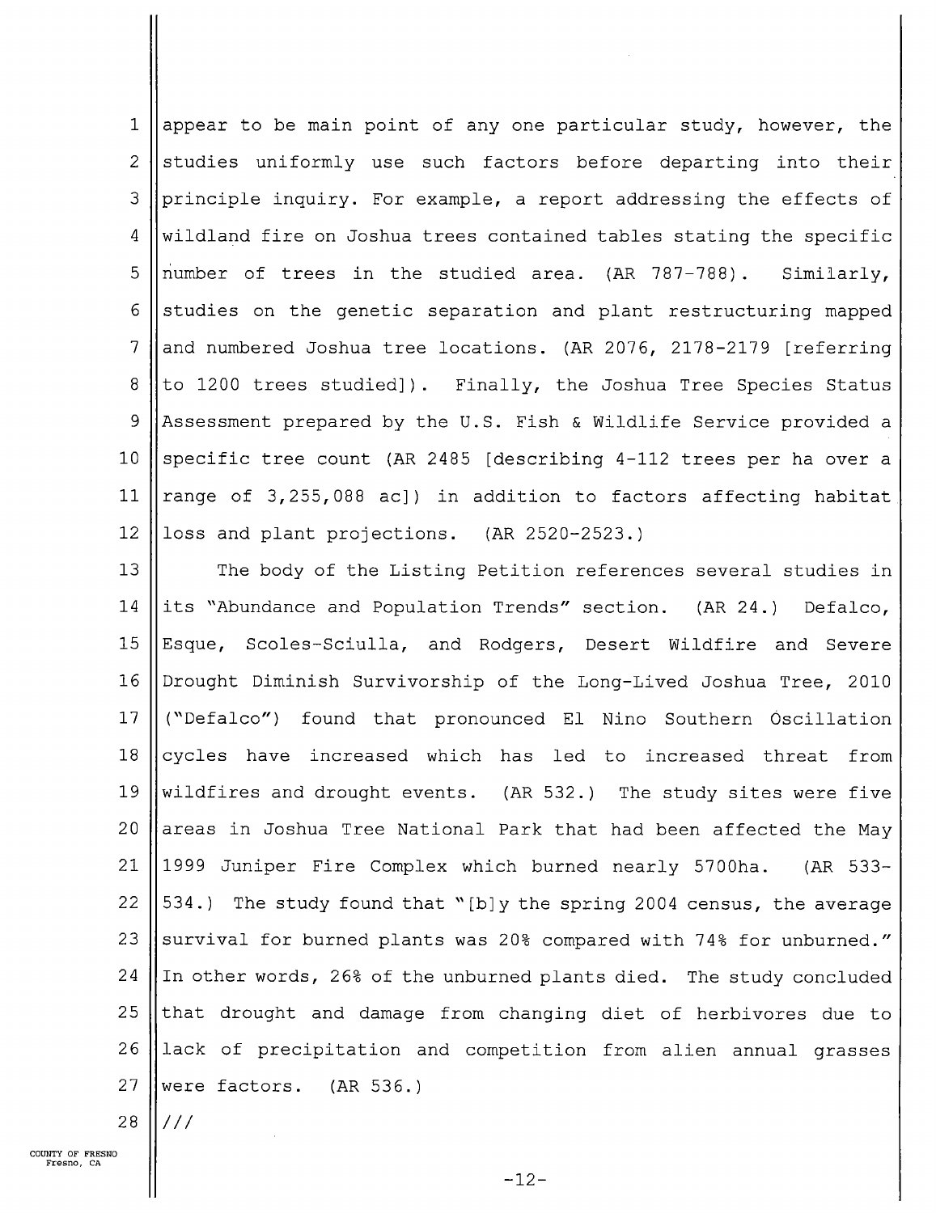appear to be main point of any one particular study, however, the studies uniformly use such factors before departing into their principle inquiry. For example, a report addressing the effects of wildland fire on Joshua trees contained tables stating the specific number of trees in the studied area. (AR 787-788). Similarly, studies on the genetic separation and plant restructuring mapped and numbered Joshua tree locations. (AR 2076, 2178-2179 [referring to 1200 trees studied]). Finally, the Joshua Tree Species Status Assessment prepared by the U.S. Fish & Wildlife Service provided a specific tree count (AR 2485 [describing 4-112 trees per ha over a range of 3,255,088 ac]) in addition to factors affecting habitat loss and plant projections. (AR 2520-2523.)

The body of the Listing Petition references several studies in its "Abundance and Population Trends" section. (AR 24.) Defalco, Esque, Scoles-Sciulla, and Rodgers, Desert Wildfire and Severe Drought Diminish Survivorship of the Long-Lived Joshua Tree, 2010 ("Defalco") found that pronounced El Nino Southern Oscillation cycles have increased which has led to increased threat from wildfires and drought events. (AR 532.) The study sites were five areas in Joshua Tree National Park that had been affected the May 1999 Juniper Fire Complex which burned nearly 5700ha. (AR 533-534.) The study found that "[b]y the spring 2004 census, the average survival for burned plants was 20% compared with 74% for unburned." In other words, 26% of the unburned plants died. The study concluded that drought and damage from changing diet of herbivores due to lack of precipitation and competition from alien annual grasses were factors. (AR 536.)

///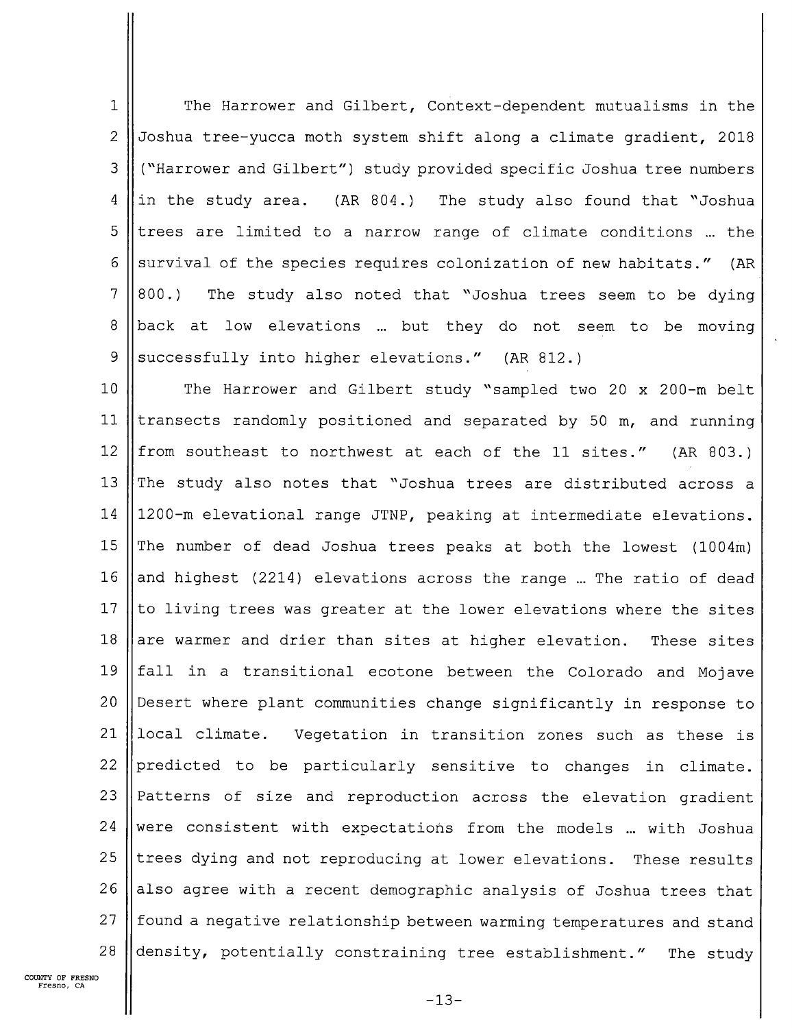The Harrower and Gilbert, Context-dependent mutualisms in the Joshua tree-yucca moth system shift along a climate gradient, 2018 ("Harrower and Gilbert") study provided specific Joshua tree numbers in the study area. (AR 804.) The study also found that "Joshua trees are limited to a narrow range of climate conditions … the survival of the species requires colonization of new habitats." (AR 800.) The study also noted that "Joshua trees seem to be dying back at low elevations … but they do not seem to be moving successfully into higher elevations." (AR 812.)

The Harrower and Gilbert study "sampled two 20 x 200-m belt transects randomly positioned and separated by 50 m, and running from southeast to northwest at each of the 11 sites." (AR 803.) The study also notes that "Joshua trees are distributed across a 1200-m elevational range JTNP, peaking at intermediate elevations. The number of dead Joshua trees peaks at both the lowest (1004m) and highest (2214) elevations across the range … The ratio of dead to living trees was greater at the lower elevations where the sites are warmer and drier than sites at higher elevation. These sites fall in a transitional ecotone between the Colorado and Mojave Desert where plant communities change significantly in response to local climate. Vegetation in transition zones such as these is predicted to be particularly sensitive to changes in climate. Patterns of size and reproduction across the elevation gradient were consistent with expectations from the models … with Joshua trees dying and not reproducing at lower elevations. These results also agree with a recent demographic analysis of Joshua trees that found a negative relationship between warming temperatures and stand density, potentially constraining tree establishment." The study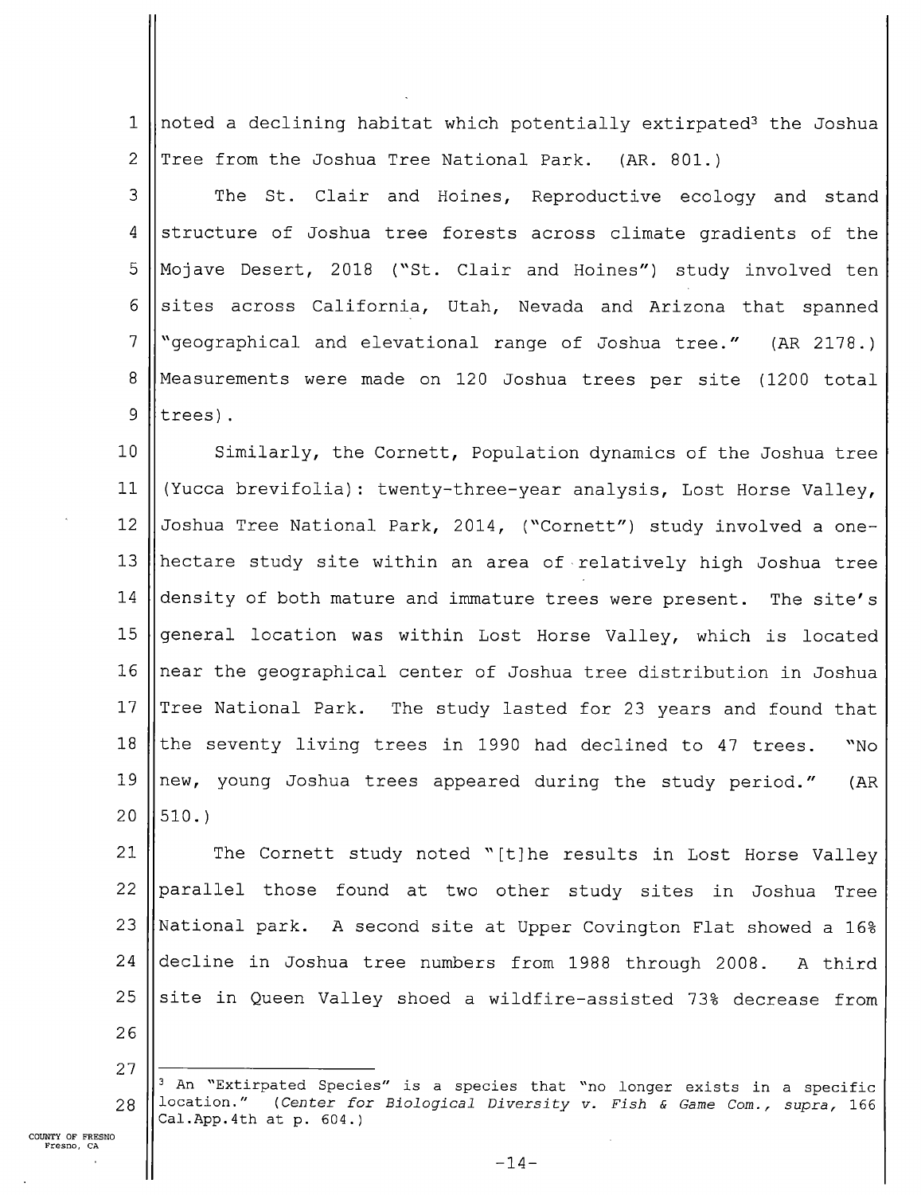noted a declining habitat which potentially extirpated[3] the Joshua Tree from the Joshua Tree National Park. (AR. 801.)

The St. Clair and Hoines, Reproductive ecology and stand structure of Joshua tree forests across climate gradients of the Mojave Desert, 2018 ("St. Clair and Hoines") study involved ten sites across California, Utah, Nevada and Arizona that spanned "geographical and elevational range of Joshua tree." (AR 2178.) Measurements were made on 120 Joshua trees per site (1200 total trees).

Similarly, the Cornett, Population dynamics of the Joshua tree (Yucca brevifolia): twenty-three-year analysis, Lost Horse Valley, Joshua Tree National Park, 2014, ("Cornett") study involved a one-hectare study site within an area of relatively high Joshua tree density of both mature and immature trees were present. The site's general location was within Lost Horse Valley, which is located near the geographical center of Joshua tree distribution in Joshua Tree National Park. The study lasted for 23 years and found that the seventy living trees in 1990 had declined to 47 trees. "No new, young Joshua trees appeared during the study period." (AR 510.)

The Cornett study noted "[t]he results in Lost Horse Valley parallel those found at two other study sites in Joshua Tree National park. A second site at Upper Covington Flat showed a 16% decline in Joshua tree numbers from 1988 through 2008. A third site in Queen Valley shoed a wildfire-assisted 73% decrease from

---

[3] An "Extirpated Species" is a species that "no longer exists in a specific location." (*Center for Biological Diversity v. Fish & Game Com., supra,* 166 Cal.App.4th at p. 604.)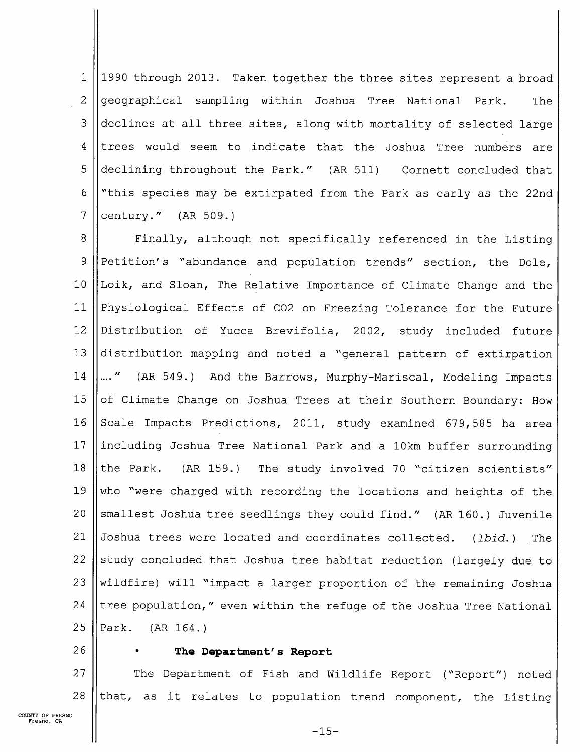1990 through 2013. Taken together the three sites represent a broad geographical sampling within Joshua Tree National Park. The declines at all three sites, along with mortality of selected large trees would seem to indicate that the Joshua Tree numbers are declining throughout the Park." (AR 511) Cornett concluded that "this species may be extirpated from the Park as early as the 22nd century." (AR 509.)

Finally, although not specifically referenced in the Listing Petition's "abundance and population trends" section, the Dole, Loik, and Sloan, The Relative Importance of Climate Change and the Physiological Effects of CO2 on Freezing Tolerance for the Future Distribution of Yucca Brevifolia, 2002, study included future distribution mapping and noted a "general pattern of extirpation ...." (AR 549.) And the Barrows, Murphy-Mariscal, Modeling Impacts of Climate Change on Joshua Trees at their Southern Boundary: How Scale Impacts Predictions, 2011, study examined 679,585 ha area including Joshua Tree National Park and a 10km buffer surrounding the Park. (AR 159.) The study involved 70 "citizen scientists" who "were charged with recording the locations and heights of the smallest Joshua tree seedlings they could find." (AR 160.) Juvenile Joshua trees were located and coordinates collected. (*Ibid.*) The study concluded that Joshua tree habitat reduction (largely due to wildfire) will "impact a larger proportion of the remaining Joshua tree population," even within the refuge of the Joshua Tree National Park. (AR 164.)

- **The Department's Report**

The Department of Fish and Wildlife Report ("Report") noted that, as it relates to population trend component, the Listing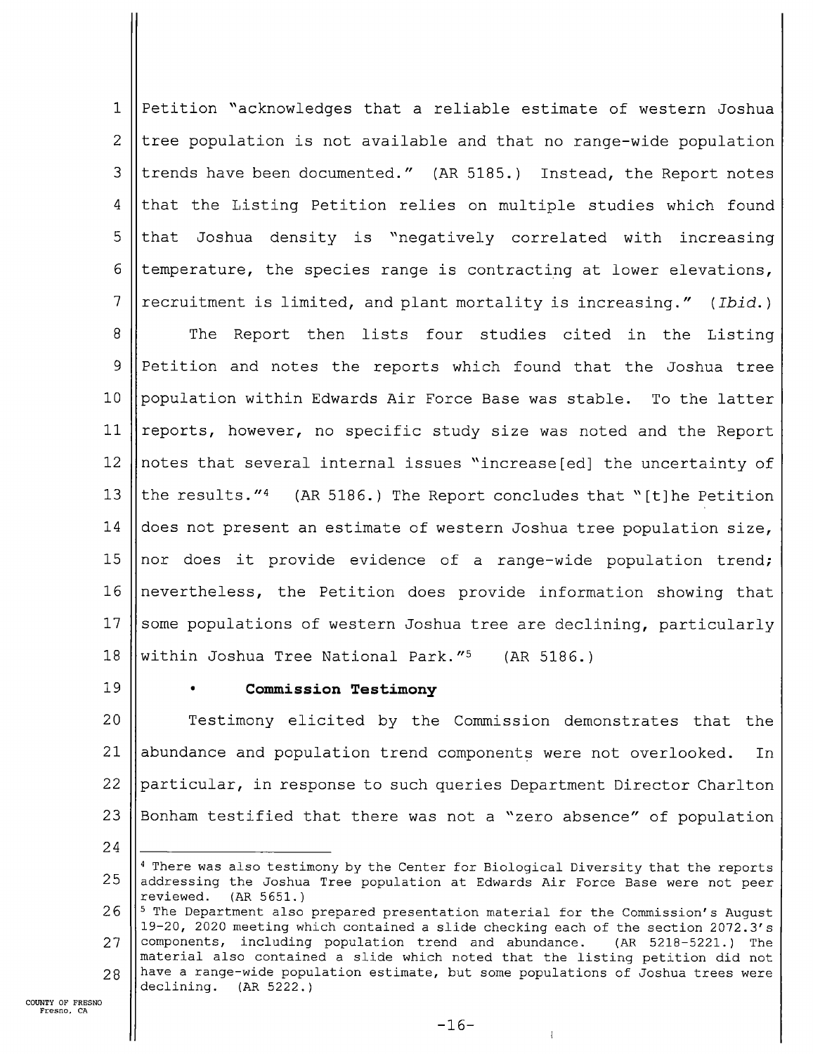Petition "acknowledges that a reliable estimate of western Joshua tree population is not available and that no range-wide population trends have been documented." (AR 5185.) Instead, the Report notes that the Listing Petition relies on multiple studies which found that Joshua density is "negatively correlated with increasing temperature, the species range is contracting at lower elevations, recruitment is limited, and plant mortality is increasing." (*Ibid.*)

The Report then lists four studies cited in the Listing Petition and notes the reports which found that the Joshua tree population within Edwards Air Force Base was stable. To the latter reports, however, no specific study size was noted and the Report notes that several internal issues "increase[ed] the uncertainty of the results."[4] (AR 5186.) The Report concludes that "[t]he Petition does not present an estimate of western Joshua tree population size, nor does it provide evidence of a range-wide population trend; nevertheless, the Petition does provide information showing that some populations of western Joshua tree are declining, particularly within Joshua Tree National Park."[5] (AR 5186.)

- **Commission Testimony**

Testimony elicited by the Commission demonstrates that the abundance and population trend components were not overlooked. In particular, in response to such queries Department Director Charlton Bonham testified that there was not a "zero absence" of population

---

[4] There was also testimony by the Center for Biological Diversity that the reports addressing the Joshua Tree population at Edwards Air Force Base were not peer reviewed. (AR 5651.)

[5] The Department also prepared presentation material for the Commission's August 19-20, 2020 meeting which contained a slide checking each of the section 2072.3's components, including population trend and abundance. (AR 5218-5221.) The material also contained a slide which noted that the listing petition did not have a range-wide population estimate, but some populations of Joshua trees were declining. (AR 5222.)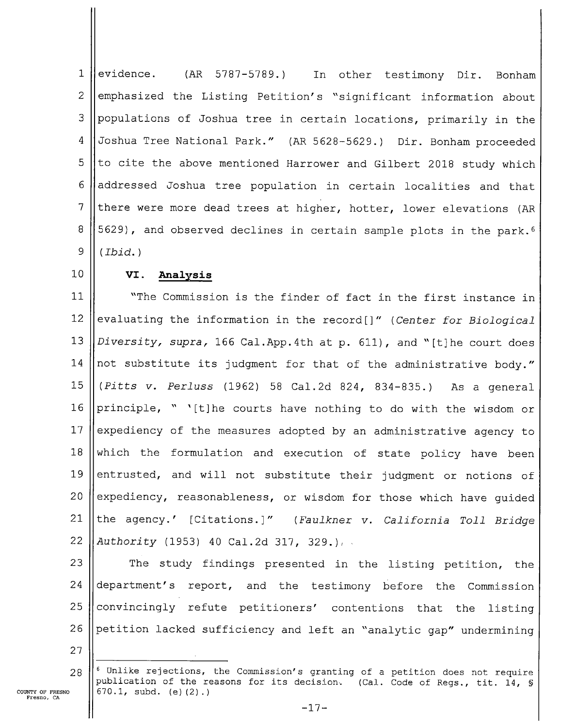evidence. (AR 5787-5789.) In other testimony Dir. Bonham emphasized the Listing Petition's "significant information about populations of Joshua tree in certain locations, primarily in the Joshua Tree National Park." (AR 5628-5629.) Dir. Bonham proceeded to cite the above mentioned Harrower and Gilbert 2018 study which addressed Joshua tree population in certain localities and that there were more dead trees at higher, hotter, lower elevations (AR 5629), and observed declines in certain sample plots in the park.[6] (*Ibid.*)

## VI. Analysis

"The Commission is the finder of fact in the first instance in evaluating the information in the record[]" (*Center for Biological Diversity, supra,* 166 Cal.App.4th at p. 611), and "[t]he court does not substitute its judgment for that of the administrative body." (*Pitts v. Perluss* (1962) 58 Cal.2d 824, 834-835.) As a general principle, " '[t]he courts have nothing to do with the wisdom or expediency of the measures adopted by an administrative agency to which the formulation and execution of state policy have been entrusted, and will not substitute their judgment or notions of expediency, reasonableness, or wisdom for those which have guided the agency.' [Citations.]" (*Faulkner v. California Toll Bridge Authority* (1953) 40 Cal.2d 317, 329.).

The study findings presented in the listing petition, the department's report, and the testimony before the Commission convincingly refute petitioners' contentions that the listing petition lacked sufficiency and left an "analytic gap" undermining

---

[6] Unlike rejections, the Commission's granting of a petition does not require publication of the reasons for its decision. (Cal. Code of Regs., tit. 14, § 670.1, subd. (e)(2).)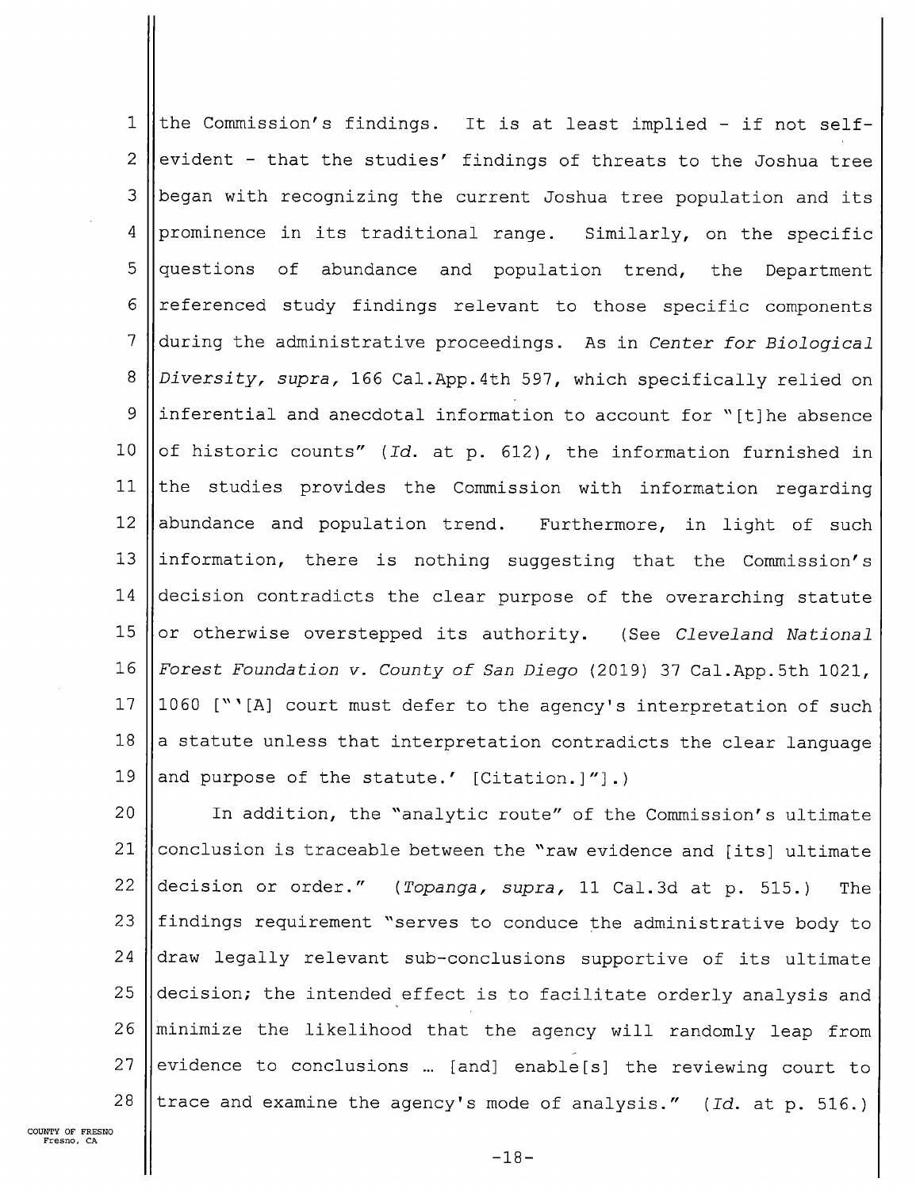the Commission's findings. It is at least implied - if not self-evident - that the studies' findings of threats to the Joshua tree began with recognizing the current Joshua tree population and its prominence in its traditional range. Similarly, on the specific questions of abundance and population trend, the Department referenced study findings relevant to those specific components during the administrative proceedings. As in *Center for Biological Diversity, supra,* 166 Cal.App.4th 597, which specifically relied on inferential and anecdotal information to account for "[t]he absence of historic counts" (*Id.* at p. 612), the information furnished in the studies provides the Commission with information regarding abundance and population trend. Furthermore, in light of such information, there is nothing suggesting that the Commission's decision contradicts the clear purpose of the overarching statute or otherwise overstepped its authority. (See *Cleveland National Forest Foundation v. County of San Diego* (2019) 37 Cal.App.5th 1021, 1060 ["'[A] court must defer to the agency's interpretation of such a statute unless that interpretation contradicts the clear language and purpose of the statute.' [Citation.]"].)

In addition, the "analytic route" of the Commission's ultimate conclusion is traceable between the "raw evidence and [its] ultimate decision or order." (*Topanga, supra,* 11 Cal.3d at p. 515.) The findings requirement "serves to conduce the administrative body to draw legally relevant sub-conclusions supportive of its ultimate decision; the intended effect is to facilitate orderly analysis and minimize the likelihood that the agency will randomly leap from evidence to conclusions … [and] enable[s] the reviewing court to trace and examine the agency's mode of analysis." (*Id.* at p. 516.)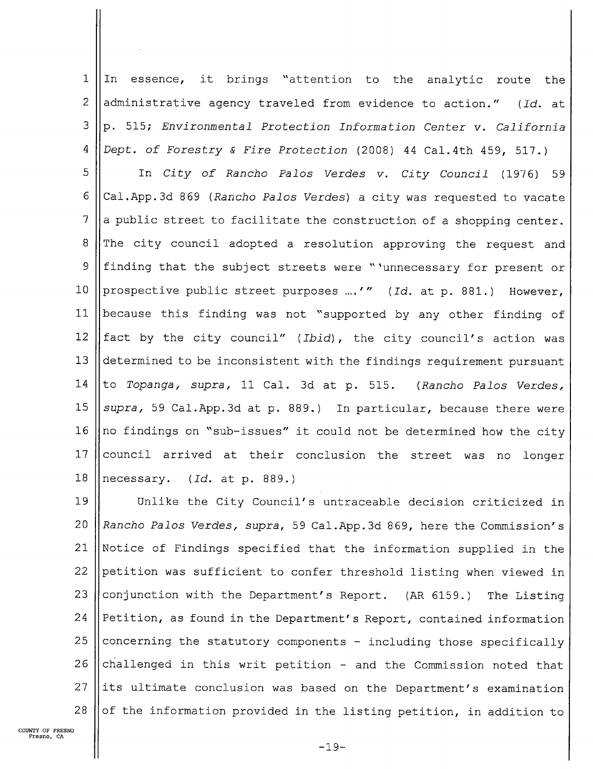In essence, it brings "attention to the analytic route the administrative agency traveled from evidence to action." (*Id.* at p. 515; *Environmental Protection Information Center v. California Dept. of Forestry & Fire Protection* (2008) 44 Cal.4th 459, 517.)

In *City of Rancho Palos Verdes v. City Council* (1976) 59 Cal.App.3d 869 (*Rancho Palos Verdes*) a city was requested to vacate a public street to facilitate the construction of a shopping center. The city council adopted a resolution approving the request and finding that the subject streets were "'unnecessary for present or prospective public street purposes ....'" (*Id.* at p. 881.) However, because this finding was not "supported by any other finding of fact by the city council" (*Ibid*), the city council's action was determined to be inconsistent with the findings requirement pursuant to *Topanga, supra,* 11 Cal. 3d at p. 515. (*Rancho Palos Verdes, supra,* 59 Cal.App.3d at p. 889.) In particular, because there were no findings on "sub-issues" it could not be determined how the city council arrived at their conclusion the street was no longer necessary. (*Id.* at p. 889.)

Unlike the City Council's untraceable decision criticized in *Rancho Palos Verdes, supra,* 59 Cal.App.3d 869, here the Commission's Notice of Findings specified that the information supplied in the petition was sufficient to confer threshold listing when viewed in conjunction with the Department's Report. (AR 6159.) The Listing Petition, as found in the Department's Report, contained information concerning the statutory components - including those specifically challenged in this writ petition - and the Commission noted that its ultimate conclusion was based on the Department's examination of the information provided in the listing petition, in addition to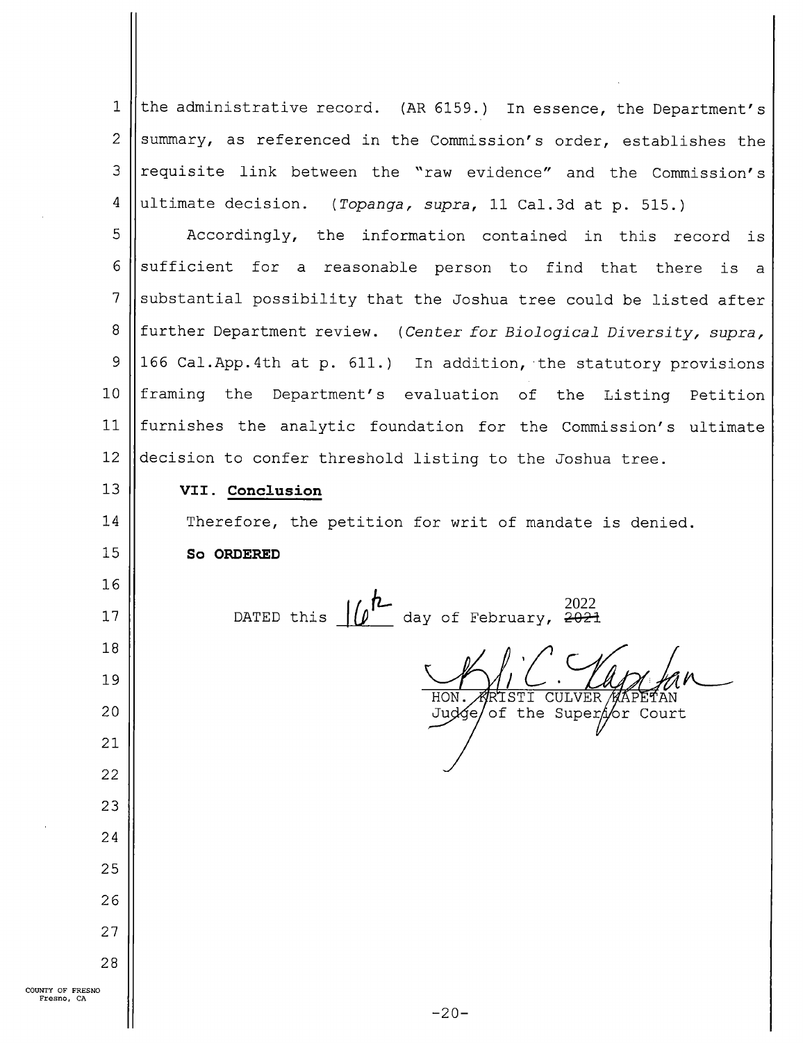the administrative record. (AR 6159.) In essence, the Department's summary, as referenced in the Commission's order, establishes the requisite link between the "raw evidence" and the Commission's ultimate decision. (*Topanga, supra*, 11 Cal.3d at p. 515.)

Accordingly, the information contained in this record is sufficient for a reasonable person to find that there is a substantial possibility that the Joshua tree could be listed after further Department review. (*Center for Biological Diversity, supra*, 166 Cal.App.4th at p. 611.) In addition, the statutory provisions framing the Department's evaluation of the Listing Petition furnishes the analytic foundation for the Commission's ultimate decision to confer threshold listing to the Joshua tree.

## VII. Conclusion

Therefore, the petition for writ of mandate is denied.

**So ORDERED**

DATED this 16th day of February, 2022 ~~2021~~

HON. KRISTI CULVER KAPETAN
Judge of the Superior Court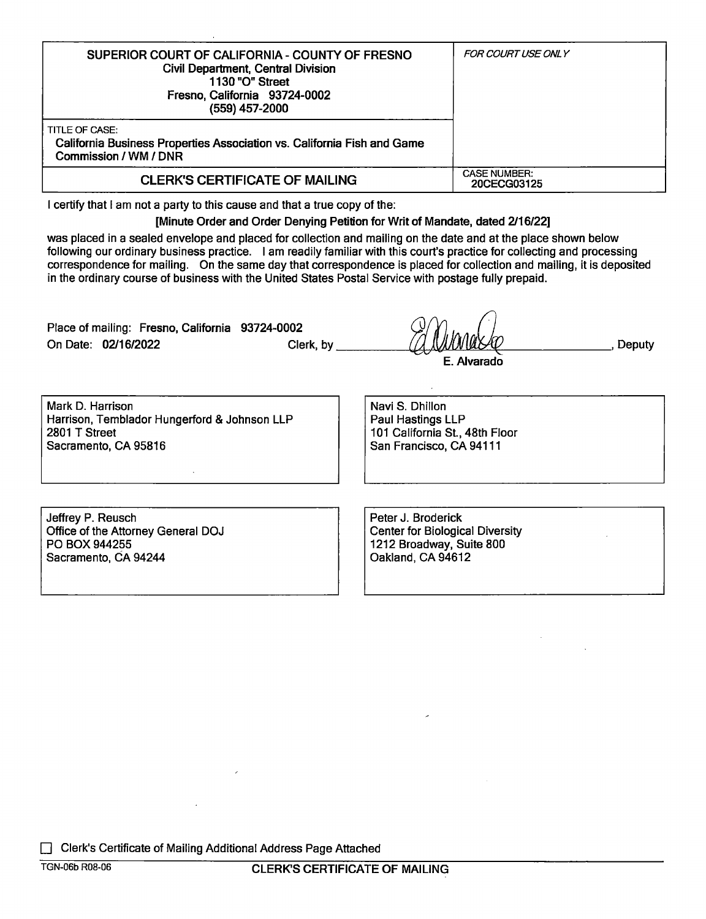| SUPERIOR COURT OF CALIFORNIA - COUNTY OF FRESNO<br>Civil Department, Central Division<br>1130 "O" Street<br>Fresno, California 93724-0002<br>(559) 457-2000 | *FOR COURT USE ONLY* |
|---|---|
| TITLE OF CASE:<br>**California Business Properties Association vs. California Fish and Game Commission / WM / DNR** | |
| **CLERK'S CERTIFICATE OF MAILING** | CASE NUMBER:<br>20CECG03125 |

I certify that I am not a party to this cause and that a true copy of the:

**[Minute Order and Order Denying Petition for Writ of Mandate, dated 2/16/22]**

was placed in a sealed envelope and placed for collection and mailing on the date and at the place shown below following our ordinary business practice. I am readily familiar with this court's practice for collecting and processing correspondence for mailing. On the same day that correspondence is placed for collection and mailing, it is deposited in the ordinary course of business with the United States Postal Service with postage fully prepaid.

Place of mailing: Fresno, California 93724-0002

On Date: 02/16/2022 Clerk, by _______________, Deputy

E. Alvarado

| | |
|---|---|
| Mark D. Harrison<br>Harrison, Temblador Hungerford & Johnson LLP<br>2801 T Street<br>Sacramento, CA 95816 | Navi S. Dhillon<br>Paul Hastings LLP<br>101 California St., 48th Floor<br>San Francisco, CA 94111 |
| Jeffrey P. Reusch<br>Office of the Attorney General DOJ<br>PO BOX 944255<br>Sacramento, CA 94244 | Peter J. Broderick<br>Center for Biological Diversity<br>1212 Broadway, Suite 800<br>Oakland, CA 94612 |

☐ Clerk's Certificate of Mailing Additional Address Page Attached

TGN-06b R08-06 **CLERK'S CERTIFICATE OF MAILING**